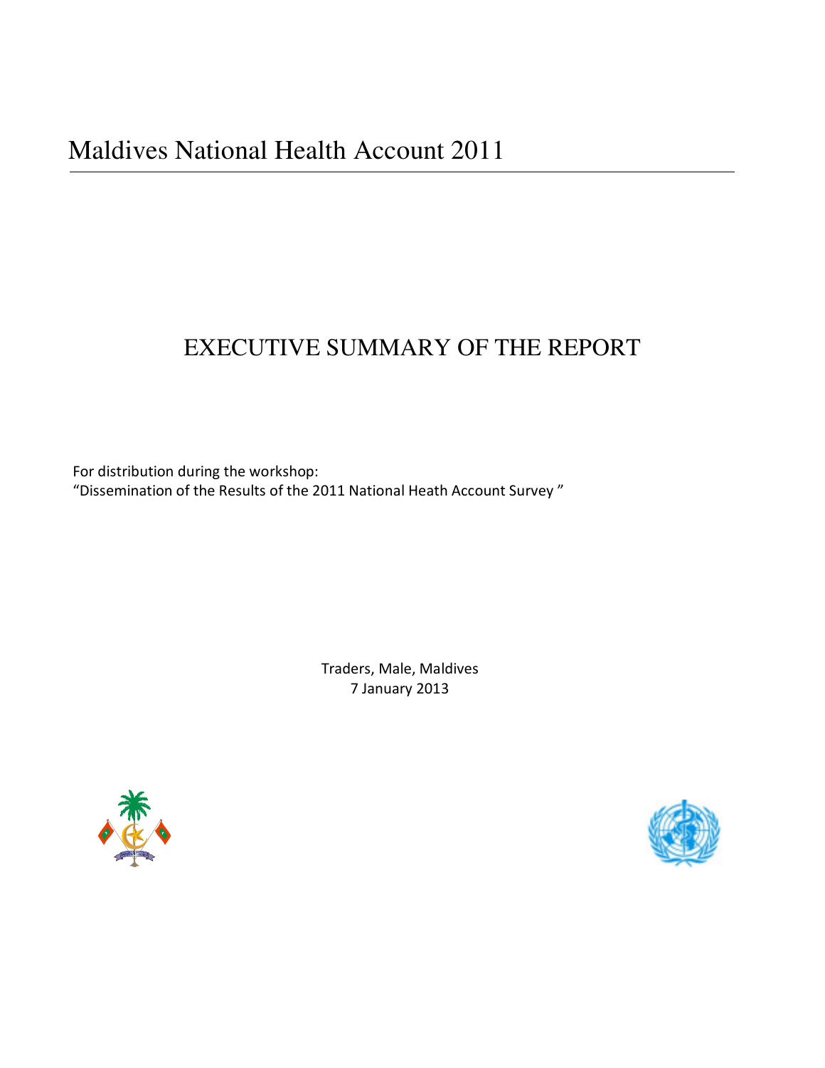# Maldives National Health Account 2011

## EXECUTIVE SUMMARY OF THE REPORT

For distribution during the workshop:
"Dissemination of the Results of the 2011 National Heath Account Survey "

Traders, Male, Maldives
7 January 2013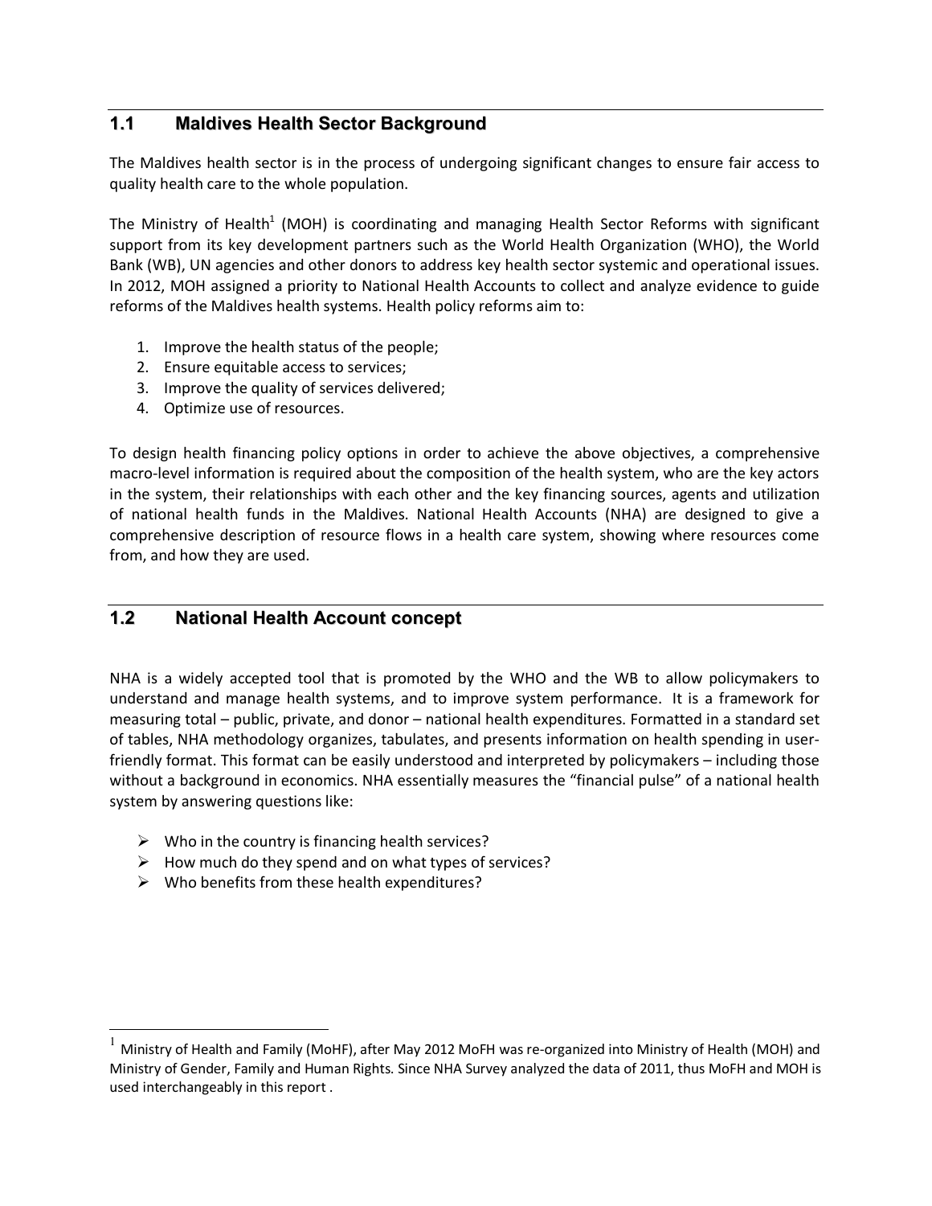## 1.1 Maldives Health Sector Background

The Maldives health sector is in the process of undergoing significant changes to ensure fair access to quality health care to the whole population.

The Ministry of Health[1] (MOH) is coordinating and managing Health Sector Reforms with significant support from its key development partners such as the World Health Organization (WHO), the World Bank (WB), UN agencies and other donors to address key health sector systemic and operational issues. In 2012, MOH assigned a priority to National Health Accounts to collect and analyze evidence to guide reforms of the Maldives health systems. Health policy reforms aim to:

1. Improve the health status of the people;
2. Ensure equitable access to services;
3. Improve the quality of services delivered;
4. Optimize use of resources.

To design health financing policy options in order to achieve the above objectives, a comprehensive macro-level information is required about the composition of the health system, who are the key actors in the system, their relationships with each other and the key financing sources, agents and utilization of national health funds in the Maldives. National Health Accounts (NHA) are designed to give a comprehensive description of resource flows in a health care system, showing where resources come from, and how they are used.

## 1.2 National Health Account concept

NHA is a widely accepted tool that is promoted by the WHO and the WB to allow policymakers to understand and manage health systems, and to improve system performance. It is a framework for measuring total – public, private, and donor – national health expenditures. Formatted in a standard set of tables, NHA methodology organizes, tabulates, and presents information on health spending in user-friendly format. This format can be easily understood and interpreted by policymakers – including those without a background in economics. NHA essentially measures the "financial pulse" of a national health system by answering questions like:

- Who in the country is financing health services?
- How much do they spend and on what types of services?
- Who benefits from these health expenditures?

---

[1] Ministry of Health and Family (MoHF), after May 2012 MoFH was re-organized into Ministry of Health (MOH) and Ministry of Gender, Family and Human Rights. Since NHA Survey analyzed the data of 2011, thus MoFH and MOH is used interchangeably in this report .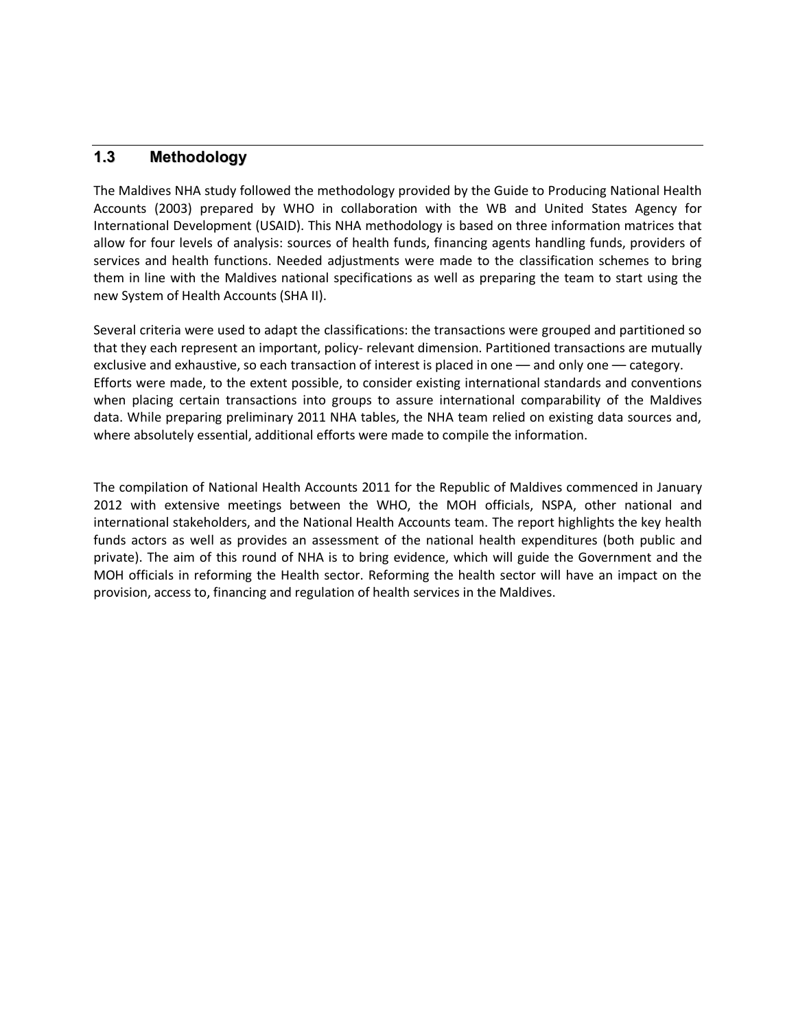## 1.3 Methodology

The Maldives NHA study followed the methodology provided by the Guide to Producing National Health Accounts (2003) prepared by WHO in collaboration with the WB and United States Agency for International Development (USAID). This NHA methodology is based on three information matrices that allow for four levels of analysis: sources of health funds, financing agents handling funds, providers of services and health functions. Needed adjustments were made to the classification schemes to bring them in line with the Maldives national specifications as well as preparing the team to start using the new System of Health Accounts (SHA II).

Several criteria were used to adapt the classifications: the transactions were grouped and partitioned so that they each represent an important, policy- relevant dimension. Partitioned transactions are mutually exclusive and exhaustive, so each transaction of interest is placed in one — and only one — category. Efforts were made, to the extent possible, to consider existing international standards and conventions when placing certain transactions into groups to assure international comparability of the Maldives data. While preparing preliminary 2011 NHA tables, the NHA team relied on existing data sources and, where absolutely essential, additional efforts were made to compile the information.

The compilation of National Health Accounts 2011 for the Republic of Maldives commenced in January 2012 with extensive meetings between the WHO, the MOH officials, NSPA, other national and international stakeholders, and the National Health Accounts team. The report highlights the key health funds actors as well as provides an assessment of the national health expenditures (both public and private). The aim of this round of NHA is to bring evidence, which will guide the Government and the MOH officials in reforming the Health sector. Reforming the health sector will have an impact on the provision, access to, financing and regulation of health services in the Maldives.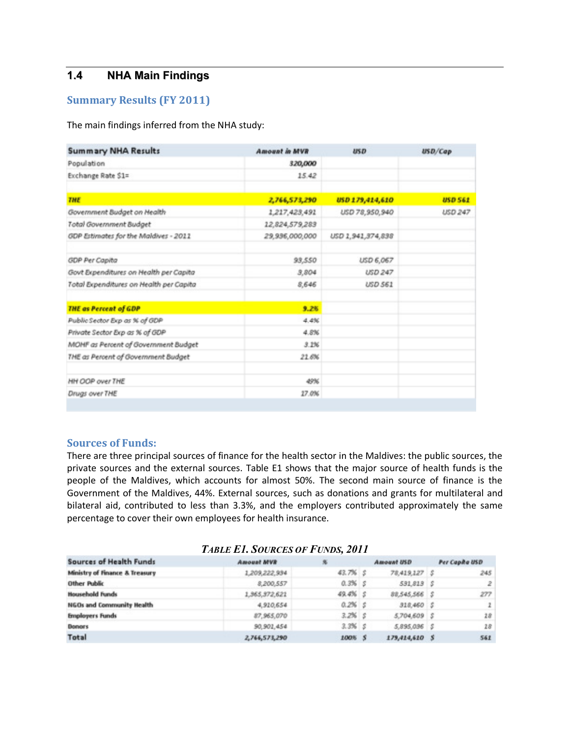## 1.4 NHA Main Findings

### Summary Results (FY 2011)

The main findings inferred from the NHA study:

| Summary NHA Results | Amount in MVR | USD | USD/Cap |
|---|---|---|---|
| Population | 320,000 | | |
| Exchange Rate $1= | 15.42 | | |
| | | | |
| **THE** | **2,766,573,290** | **USD 179,414,610** | **USD 561** |
| Government Budget on Health | 1,217,423,491 | USD 78,950,940 | USD 247 |
| Total Government Budget | 12,824,579,283 | | |
| GDP Estimates for the Maldives - 2011 | 29,936,000,000 | USD 1,941,374,838 | |
| | | | |
| GDP Per Capita | 93,550 | USD 6,067 | |
| Govt Expenditures on Health per Capita | 3,804 | USD 247 | |
| Total Expenditures on Health per Capita | 8,646 | USD 561 | |
| | | | |
| **THE as Percent of GDP** | **9.2%** | | |
| Public Sector Exp as % of GDP | 4.4% | | |
| Private Sector Exp as % of GDP | 4.8% | | |
| MOHF as Percent of Government Budget | 3.1% | | |
| THE as Percent of Government Budget | 21.6% | | |
| | | | |
| HH OOP over THE | 49% | | |
| Drugs over THE | 17.0% | | |

### Sources of Funds:

There are three principal sources of finance for the health sector in the Maldives: the public sources, the private sources and the external sources. Table E1 shows that the major source of health funds is the people of the Maldives, which accounts for almost 50%. The second main source of finance is the Government of the Maldives, 44%. External sources, such as donations and grants for multilateral and bilateral aid, contributed to less than 3.3%, and the employers contributed approximately the same percentage to cover their own employees for health insurance.

**TABLE E1. SOURCES OF FUNDS, 2011**

| Sources of Health Funds | Amount MVR | % | Amount USD | Per Capita USD |
|---|---|---|---|---|
| **Ministry of Finance & Treasury** | 1,209,222,934 | 43.7% | $ 78,419,127 | $ 245 |
| **Other Public** | 8,200,557 | 0.3% | $ 531,813 | $ 2 |
| **Household Funds** | 1,365,372,621 | 49.4% | $ 88,545,566 | $ 277 |
| **NGOs and Community Health** | 4,910,654 | 0.2% | $ 318,460 | $ 1 |
| **Employers Funds** | 87,965,070 | 3.2% | $ 5,704,609 | $ 18 |
| **Donors** | 90,901,454 | 3.3% | $ 5,895,036 | $ 18 |
| **Total** | **2,766,573,290** | **100%** | **$ 179,414,610** | **$ 561** |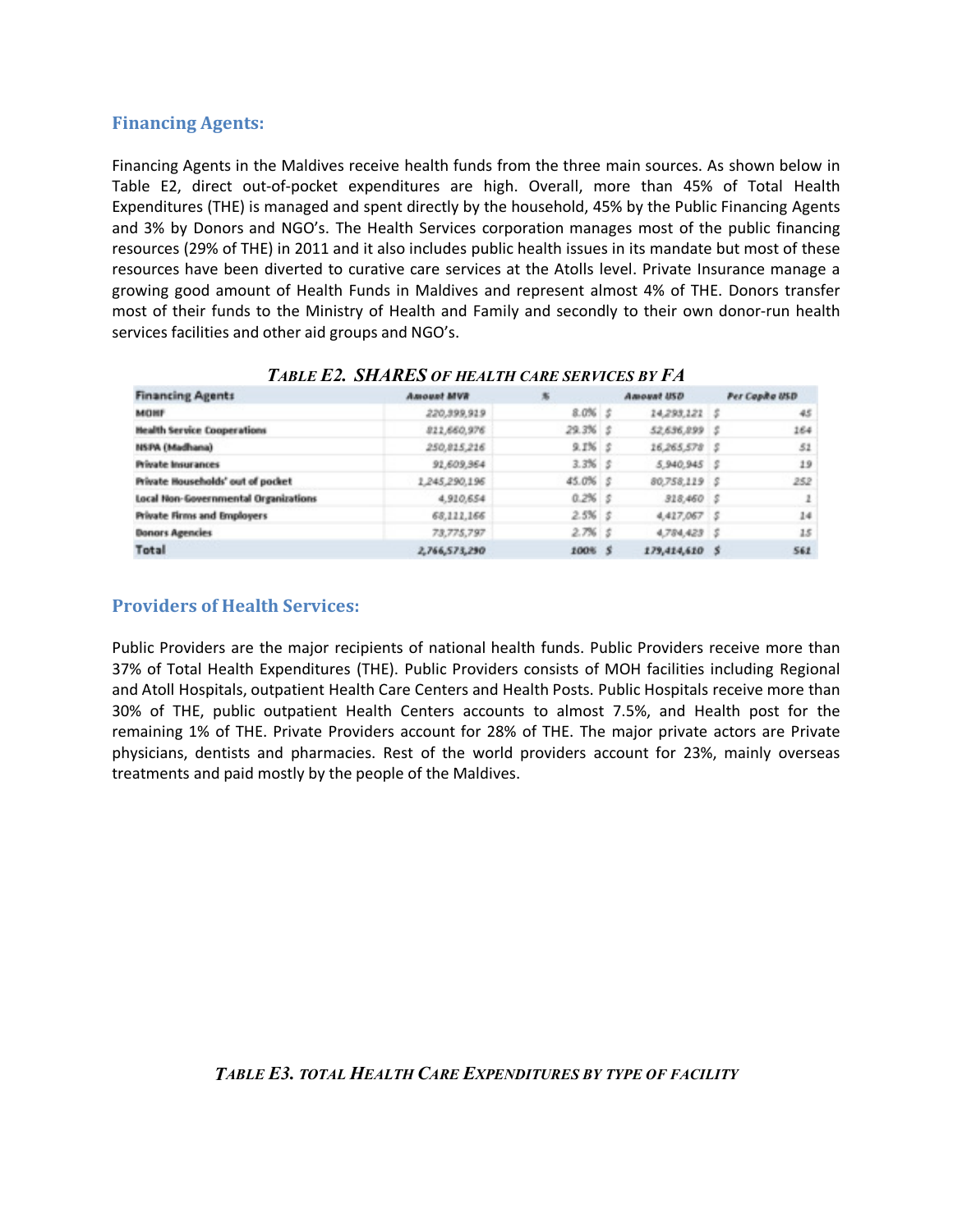## Financing Agents:

Financing Agents in the Maldives receive health funds from the three main sources. As shown below in Table E2, direct out-of-pocket expenditures are high. Overall, more than 45% of Total Health Expenditures (THE) is managed and spent directly by the household, 45% by the Public Financing Agents and 3% by Donors and NGO's. The Health Services corporation manages most of the public financing resources (29% of THE) in 2011 and it also includes public health issues in its mandate but most of these resources have been diverted to curative care services at the Atolls level. Private Insurance manage a growing good amount of Health Funds in Maldives and represent almost 4% of THE. Donors transfer most of their funds to the Ministry of Health and Family and secondly to their own donor-run health services facilities and other aid groups and NGO's.

***TABLE E2. SHARES OF HEALTH CARE SERVICES BY FA***

| Financing Agents | Amount MVR | % | Amount USD | Per Capita USD |
|---|---|---|---|---|
| MOHF | 220,399,919 | 8.0% | $ 14,293,121 | $ 45 |
| Health Service Cooperations | 812,660,976 | 29.3% | $ 52,636,899 | $ 164 |
| NSPA (Madhana) | 250,815,216 | 9.1% | $ 16,265,578 | $ 51 |
| Private Insurances | 91,609,964 | 3.3% | $ 5,940,945 | $ 19 |
| Private Households' out of pocket | 1,245,290,196 | 45.0% | $ 80,758,119 | $ 252 |
| Local Non-Governmental Organizations | 4,910,654 | 0.2% | $ 318,460 | $ 1 |
| Private Firms and Employers | 68,111,166 | 2.5% | $ 4,417,067 | $ 14 |
| Donors Agencies | 73,775,797 | 2.7% | $ 4,784,423 | $ 15 |
| **Total** | **2,766,573,290** | **100%** | **$ 179,414,610** | **$ 561** |

## Providers of Health Services:

Public Providers are the major recipients of national health funds. Public Providers receive more than 37% of Total Health Expenditures (THE). Public Providers consists of MOH facilities including Regional and Atoll Hospitals, outpatient Health Care Centers and Health Posts. Public Hospitals receive more than 30% of THE, public outpatient Health Centers accounts to almost 7.5%, and Health post for the remaining 1% of THE. Private Providers account for 28% of THE. The major private actors are Private physicians, dentists and pharmacies. Rest of the world providers account for 23%, mainly overseas treatments and paid mostly by the people of the Maldives.

***TABLE E3. TOTAL HEALTH CARE EXPENDITURES BY TYPE OF FACILITY***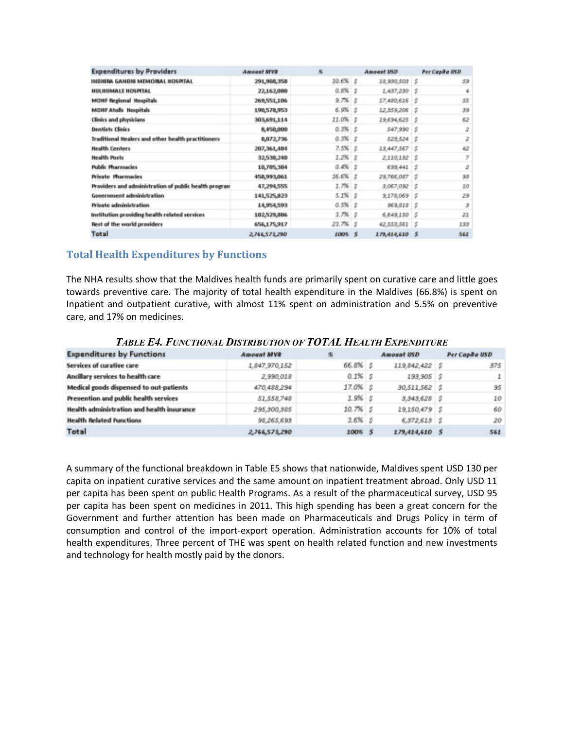| Expenditures by Providers | Amount MVR | % | | Amount USD | | Per Capita USD |
|---|---|---|---|---|---|---|
| INDHIRA GANDHI MEMORIAL HOSPITAL | 291,908,358 | 10.6% | $ | 18,930,503 | $ | 59 |
| HULHUMALE HOSPITAL | 22,162,080 | 0.8% | $ | 1,437,230 | $ | 4 |
| MOHF Regional Hospitals | 269,551,106 | 9.7% | $ | 17,480,616 | $ | 55 |
| MOHF Atolls Hospitals | 190,570,953 | 6.9% | $ | 12,358,206 | $ | 39 |
| Clinics and physicians | 303,691,114 | 11.0% | $ | 19,694,625 | $ | 62 |
| Dentists Clinics | 8,450,000 | 0.3% | $ | 547,990 | $ | 2 |
| Traditional Healers and other health practitioners | 8,072,736 | 0.3% | $ | 523,524 | $ | 2 |
| Health Centers | 207,361,484 | 7.5% | $ | 13,447,567 | $ | 42 |
| Health Posts | 32,538,240 | 1.2% | $ | 2,110,132 | $ | 7 |
| Public Pharmacies | 10,785,384 | 0.4% | $ | 699,441 | $ | 2 |
| Private Pharmacies | 458,993,061 | 16.6% | $ | 29,766,087 | $ | 93 |
| Providers and administration of public health program | 47,294,555 | 1.7% | $ | 3,067,092 | $ | 10 |
| Government administration | 141,525,823 | 5.1% | $ | 9,178,069 | $ | 29 |
| Private administration | 14,954,593 | 0.5% | $ | 969,818 | $ | 3 |
| Institution providing health related services | 102,529,886 | 3.7% | $ | 6,649,150 | $ | 21 |
| Rest of the world providers | 656,175,917 | 23.7% | $ | 42,553,561 | $ | 133 |
| **Total** | **2,766,573,290** | **100%** | **$** | **179,414,610** | **$** | **561** |

## Total Health Expenditures by Functions

The NHA results show that the Maldives health funds are primarily spent on curative care and little goes towards preventive care. The majority of total health expenditure in the Maldives (66.8%) is spent on Inpatient and outpatient curative, with almost 11% spent on administration and 5.5% on preventive care, and 17% on medicines.

***Table E4. Functional Distribution of TOTAL Health Expenditure***

| Expenditures by Functions | Amount MVR | % | | Amount USD | | Per Capita USD |
|---|---|---|---|---|---|---|
| Services of curative care | 1,847,970,152 | 66.8% | $ | 119,842,422 | $ | 375 |
| Ancillary services to health care | 2,990,018 | 0.1% | $ | 193,905 | $ | 1 |
| Medical goods dispensed to out-patients | 470,488,294 | 17.0% | $ | 30,511,562 | $ | 95 |
| Prevention and public health services | 51,558,748 | 1.9% | $ | 3,343,628 | $ | 10 |
| Health administration and health insurance | 295,300,385 | 10.7% | $ | 19,150,479 | $ | 60 |
| Health Related Functions | 98,265,693 | 3.6% | $ | 6,372,613 | $ | 20 |
| **Total** | **2,766,573,290** | **100%** | **$** | **179,414,610** | **$** | **561** |

A summary of the functional breakdown in Table E5 shows that nationwide, Maldives spent USD 130 per capita on inpatient curative services and the same amount on inpatient treatment abroad. Only USD 11 per capita has been spent on public Health Programs. As a result of the pharmaceutical survey, USD 95 per capita has been spent on medicines in 2011. This high spending has been a great concern for the Government and further attention has been made on Pharmaceuticals and Drugs Policy in term of consumption and control of the import-export operation. Administration accounts for 10% of total health expenditures. Three percent of THE was spent on health related function and new investments and technology for health mostly paid by the donors.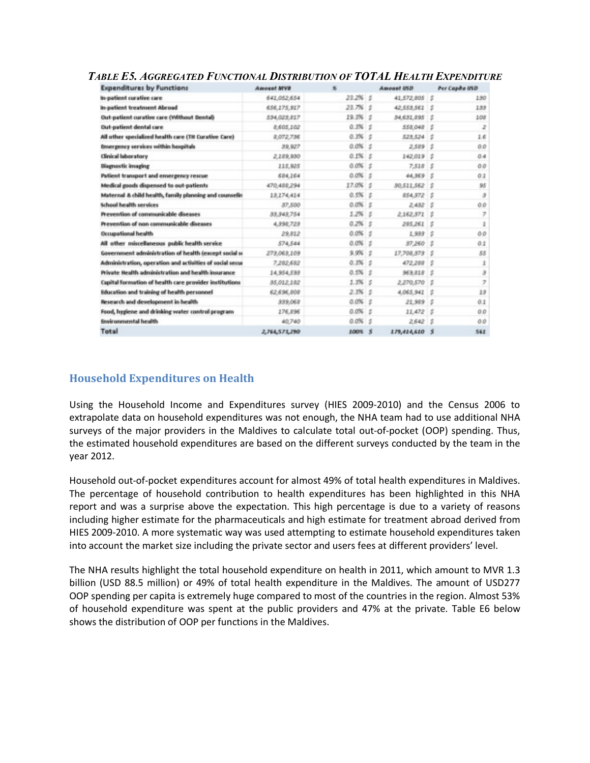*TABLE E5. AGGREGATED FUNCTIONAL DISTRIBUTION OF TOTAL HEALTH EXPENDITURE*

| Expenditures by Functions | Amount MVR | % | Amount USD | Per Capita USD |
|---|---|---|---|---|
| In-patient curative care | 641,052,654 | 23.2% | $ 41,572,805 | $ 130 |
| In-patient treatment Abroad | 656,175,917 | 23.7% | $ 42,553,561 | $ 133 |
| Out-patient curative care (Without Dental) | 534,023,817 | 19.3% | $ 34,631,895 | $ 108 |
| Out-patient dental care | 8,605,102 | 0.3% | $ 558,048 | $ 2 |
| All other specialized health care (TH Curative Care) | 8,072,736 | 0.3% | $ 523,524 | $ 1.6 |
| Emergency services within hospitals | 39,927 | 0.0% | $ 2,589 | $ 0.0 |
| Clinical laboratory | 2,189,930 | 0.1% | $ 142,019 | $ 0.4 |
| Diagnostic imaging | 115,925 | 0.0% | $ 7,518 | $ 0.0 |
| Patient transport and emergency rescue | 684,164 | 0.0% | $ 44,369 | $ 0.1 |
| Medical goods dispensed to out-patients | 470,488,294 | 17.0% | $ 30,511,562 | $ 95 |
| Maternal & child health, family planning and counselin | 13,174,414 | 0.5% | $ 854,372 | $ 3 |
| School health services | 37,500 | 0.0% | $ 2,432 | $ 0.0 |
| Prevention of communicable diseases | 33,343,754 | 1.2% | $ 2,162,371 | $ 7 |
| Prevention of non communicable diseases | 4,398,723 | 0.2% | $ 285,261 | $ 1 |
| Occupational health | 29,812 | 0.0% | $ 1,933 | $ 0.0 |
| All other miscellaneous public health service | 574,544 | 0.0% | $ 37,260 | $ 0.1 |
| Government administration of health (except social se | 273,063,109 | 9.9% | $ 17,708,373 | $ 55 |
| Administration, operation and activities of social secu | 7,282,682 | 0.3% | $ 472,288 | $ 1 |
| Private Health administration and health insurance | 14,954,599 | 0.5% | $ 969,818 | $ 3 |
| Capital formation of health care provider institutions | 35,012,182 | 1.3% | $ 2,270,570 | $ 7 |
| Education and training of health personnel | 62,696,808 | 2.3% | $ 4,065,941 | $ 13 |
| Research and development in health | 339,068 | 0.0% | $ 21,989 | $ 0.1 |
| Food, hygiene and drinking water control program | 176,896 | 0.0% | $ 11,472 | $ 0.0 |
| Environmental health | 40,740 | 0.0% | $ 2,642 | $ 0.0 |
| **Total** | **2,766,573,290** | **100%** | **$ 179,414,610** | **$ 561** |

## Household Expenditures on Health

Using the Household Income and Expenditures survey (HIES 2009-2010) and the Census 2006 to extrapolate data on household expenditures was not enough, the NHA team had to use additional NHA surveys of the major providers in the Maldives to calculate total out-of-pocket (OOP) spending. Thus, the estimated household expenditures are based on the different surveys conducted by the team in the year 2012.

Household out-of-pocket expenditures account for almost 49% of total health expenditures in Maldives. The percentage of household contribution to health expenditures has been highlighted in this NHA report and was a surprise above the expectation. This high percentage is due to a variety of reasons including higher estimate for the pharmaceuticals and high estimate for treatment abroad derived from HIES 2009-2010. A more systematic way was used attempting to estimate household expenditures taken into account the market size including the private sector and users fees at different providers' level.

The NHA results highlight the total household expenditure on health in 2011, which amount to MVR 1.3 billion (USD 88.5 million) or 49% of total health expenditure in the Maldives. The amount of USD277 OOP spending per capita is extremely huge compared to most of the countries in the region. Almost 53% of household expenditure was spent at the public providers and 47% at the private. Table E6 below shows the distribution of OOP per functions in the Maldives.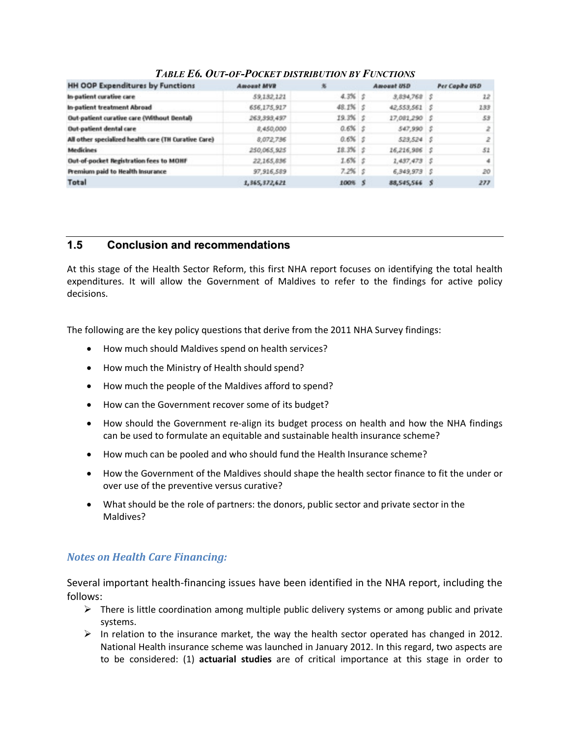*TABLE E6. OUT-OF-POCKET DISTRIBUTION BY FUNCTIONS*

| HH OOP Expenditures by Functions | Amount MVR | % | | Amount USD | | Per Capita USD |
|---|---|---|---|---|---|---|
| In-patient curative care | 59,132,121 | 4.3% | $ | 3,834,768 | $ | 12 |
| In-patient treatment Abroad | 656,175,917 | 48.1% | $ | 42,553,561 | $ | 133 |
| Out-patient curative care (Without Dental) | 263,393,497 | 19.3% | $ | 17,081,290 | $ | 53 |
| Out-patient dental care | 8,450,000 | 0.6% | $ | 547,990 | $ | 2 |
| All other specialized health care (TH Curative Care) | 8,072,736 | 0.6% | $ | 523,524 | $ | 2 |
| Medicines | 250,065,925 | 18.3% | $ | 16,216,986 | $ | 51 |
| Out-of-pocket Registration fees to MOHF | 22,165,836 | 1.6% | $ | 1,437,473 | $ | 4 |
| Premium paid to Health Insurance | 97,916,589 | 7.2% | $ | 6,349,973 | $ | 20 |
| Total | 1,365,372,621 | 100% | $ | 88,545,566 | $ | 277 |

## 1.5 Conclusion and recommendations

At this stage of the Health Sector Reform, this first NHA report focuses on identifying the total health expenditures. It will allow the Government of Maldives to refer to the findings for active policy decisions.

The following are the key policy questions that derive from the 2011 NHA Survey findings:

- How much should Maldives spend on health services?
- How much the Ministry of Health should spend?
- How much the people of the Maldives afford to spend?
- How can the Government recover some of its budget?
- How should the Government re-align its budget process on health and how the NHA findings can be used to formulate an equitable and sustainable health insurance scheme?
- How much can be pooled and who should fund the Health Insurance scheme?
- How the Government of the Maldives should shape the health sector finance to fit the under or over use of the preventive versus curative?
- What should be the role of partners: the donors, public sector and private sector in the Maldives?

### *Notes on Health Care Financing:*

Several important health-financing issues have been identified in the NHA report, including the follows:

- There is little coordination among multiple public delivery systems or among public and private systems.
- In relation to the insurance market, the way the health sector operated has changed in 2012. National Health insurance scheme was launched in January 2012. In this regard, two aspects are to be considered: (1) **actuarial studies** are of critical importance at this stage in order to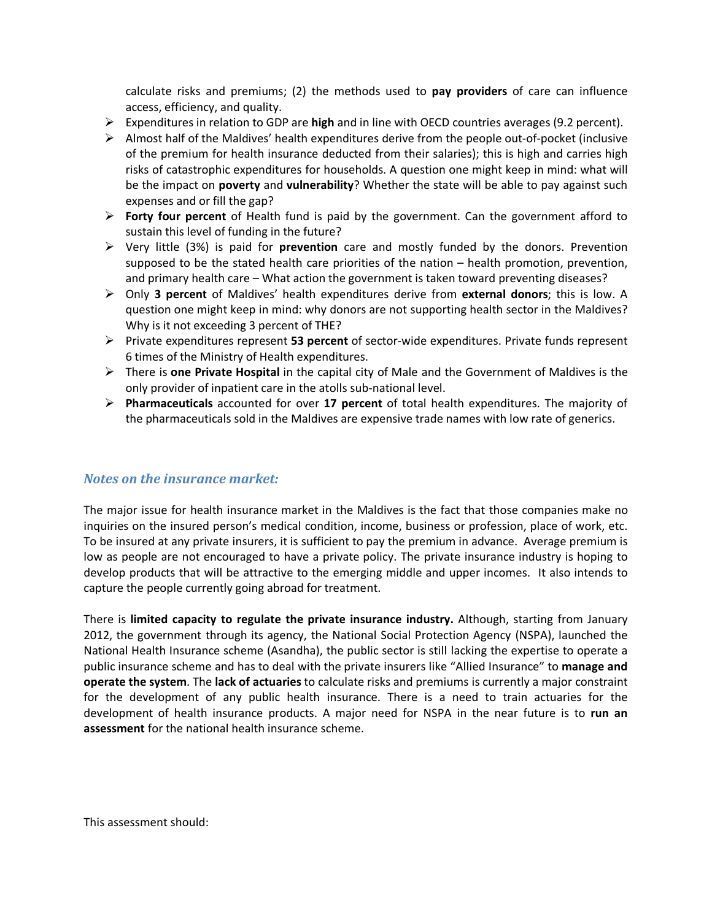calculate risks and premiums; (2) the methods used to **pay providers** of care can influence access, efficiency, and quality.

- Expenditures in relation to GDP are **high** and in line with OECD countries averages (9.2 percent).
- Almost half of the Maldives' health expenditures derive from the people out-of-pocket (inclusive of the premium for health insurance deducted from their salaries); this is high and carries high risks of catastrophic expenditures for households. A question one might keep in mind: what will be the impact on **poverty** and **vulnerability**? Whether the state will be able to pay against such expenses and or fill the gap?
- **Forty four percent** of Health fund is paid by the government. Can the government afford to sustain this level of funding in the future?
- Very little (3%) is paid for **prevention** care and mostly funded by the donors. Prevention supposed to be the stated health care priorities of the nation – health promotion, prevention, and primary health care – What action the government is taken toward preventing diseases?
- Only **3 percent** of Maldives' health expenditures derive from **external donors**; this is low. A question one might keep in mind: why donors are not supporting health sector in the Maldives? Why is it not exceeding 3 percent of THE?
- Private expenditures represent **53 percent** of sector-wide expenditures. Private funds represent 6 times of the Ministry of Health expenditures.
- There is **one Private Hospital** in the capital city of Male and the Government of Maldives is the only provider of inpatient care in the atolls sub-national level.
- **Pharmaceuticals** accounted for over **17 percent** of total health expenditures. The majority of the pharmaceuticals sold in the Maldives are expensive trade names with low rate of generics.

### *Notes on the insurance market:*

The major issue for health insurance market in the Maldives is the fact that those companies make no inquiries on the insured person's medical condition, income, business or profession, place of work, etc. To be insured at any private insurers, it is sufficient to pay the premium in advance. Average premium is low as people are not encouraged to have a private policy. The private insurance industry is hoping to develop products that will be attractive to the emerging middle and upper incomes. It also intends to capture the people currently going abroad for treatment.

There is **limited capacity to regulate the private insurance industry.** Although, starting from January 2012, the government through its agency, the National Social Protection Agency (NSPA), launched the National Health Insurance scheme (Asandha), the public sector is still lacking the expertise to operate a public insurance scheme and has to deal with the private insurers like "Allied Insurance" to **manage and operate the system**. The **lack of actuaries** to calculate risks and premiums is currently a major constraint for the development of any public health insurance. There is a need to train actuaries for the development of health insurance products. A major need for NSPA in the near future is to **run an assessment** for the national health insurance scheme.

This assessment should: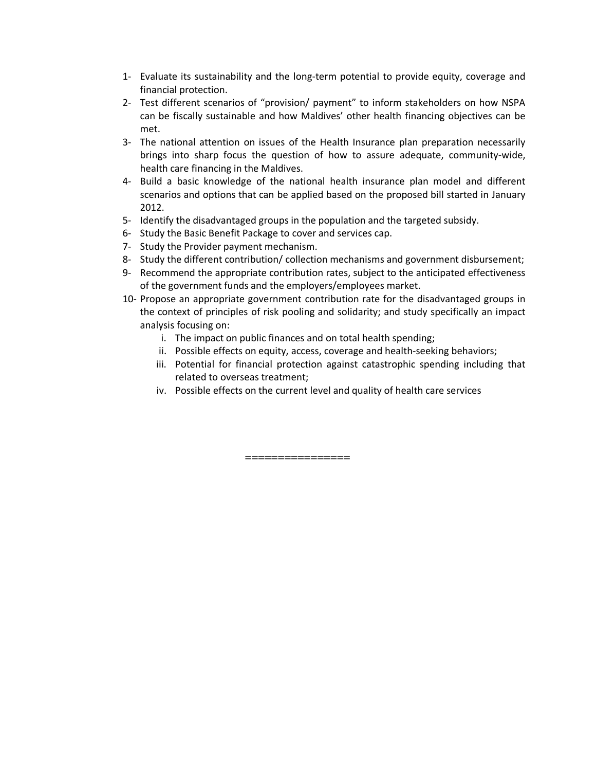1- Evaluate its sustainability and the long-term potential to provide equity, coverage and financial protection.
2- Test different scenarios of "provision/ payment" to inform stakeholders on how NSPA can be fiscally sustainable and how Maldives' other health financing objectives can be met.
3- The national attention on issues of the Health Insurance plan preparation necessarily brings into sharp focus the question of how to assure adequate, community-wide, health care financing in the Maldives.
4- Build a basic knowledge of the national health insurance plan model and different scenarios and options that can be applied based on the proposed bill started in January 2012.
5- Identify the disadvantaged groups in the population and the targeted subsidy.
6- Study the Basic Benefit Package to cover and services cap.
7- Study the Provider payment mechanism.
8- Study the different contribution/ collection mechanisms and government disbursement;
9- Recommend the appropriate contribution rates, subject to the anticipated effectiveness of the government funds and the employers/employees market.
10- Propose an appropriate government contribution rate for the disadvantaged groups in the context of principles of risk pooling and solidarity; and study specifically an impact analysis focusing on:
    i. The impact on public finances and on total health spending;
    ii. Possible effects on equity, access, coverage and health-seeking behaviors;
    iii. Potential for financial protection against catastrophic spending including that related to overseas treatment;
    iv. Possible effects on the current level and quality of health care services

================